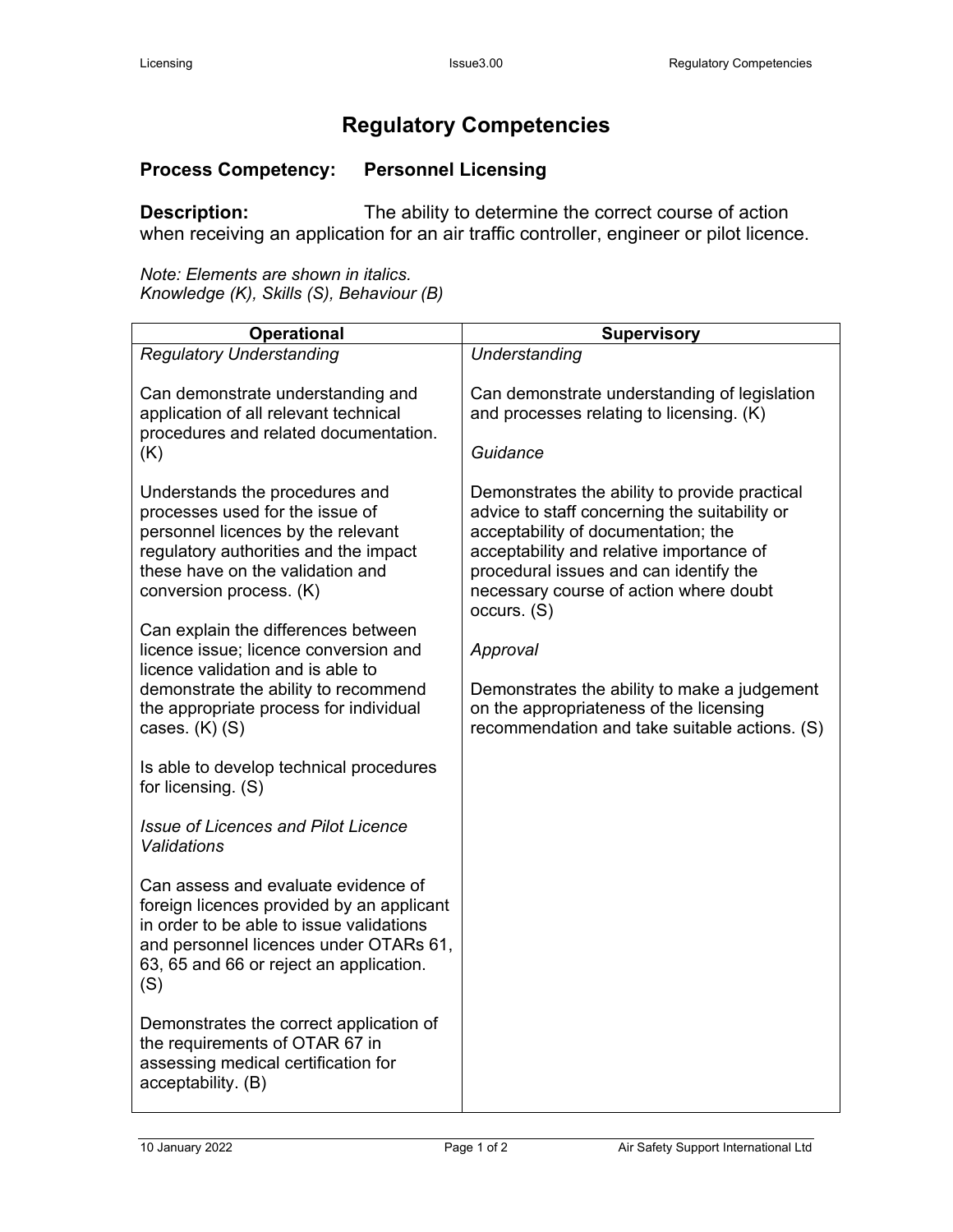# Regulatory Competencies

## Process Competency: Personnel Licensing

**Description:** The ability to determine the correct course of action when receiving an application for an air traffic controller, engineer or pilot licence.

*Note: Elements are shown in italics.*
*Knowledge (K), Skills (S), Behaviour (B)*

| Operational | Supervisory |
|---|---|
| *Regulatory Understanding*<br><br>Can demonstrate understanding and application of all relevant technical procedures and related documentation. (K)<br><br>Understands the procedures and processes used for the issue of personnel licences by the relevant regulatory authorities and the impact these have on the validation and conversion process. (K)<br><br>Can explain the differences between licence issue; licence conversion and licence validation and is able to demonstrate the ability to recommend the appropriate process for individual cases. (K) (S)<br><br>Is able to develop technical procedures for licensing. (S)<br><br>*Issue of Licences and Pilot Licence Validations*<br><br>Can assess and evaluate evidence of foreign licences provided by an applicant in order to be able to issue validations and personnel licences under OTARs 61, 63, 65 and 66 or reject an application. (S)<br><br>Demonstrates the correct application of the requirements of OTAR 67 in assessing medical certification for acceptability. (B) | *Understanding*<br><br>Can demonstrate understanding of legislation and processes relating to licensing. (K)<br><br>*Guidance*<br><br>Demonstrates the ability to provide practical advice to staff concerning the suitability or acceptability of documentation; the acceptability and relative importance of procedural issues and can identify the necessary course of action where doubt occurs. (S)<br><br>*Approval*<br><br>Demonstrates the ability to make a judgement on the appropriateness of the licensing recommendation and take suitable actions. (S) |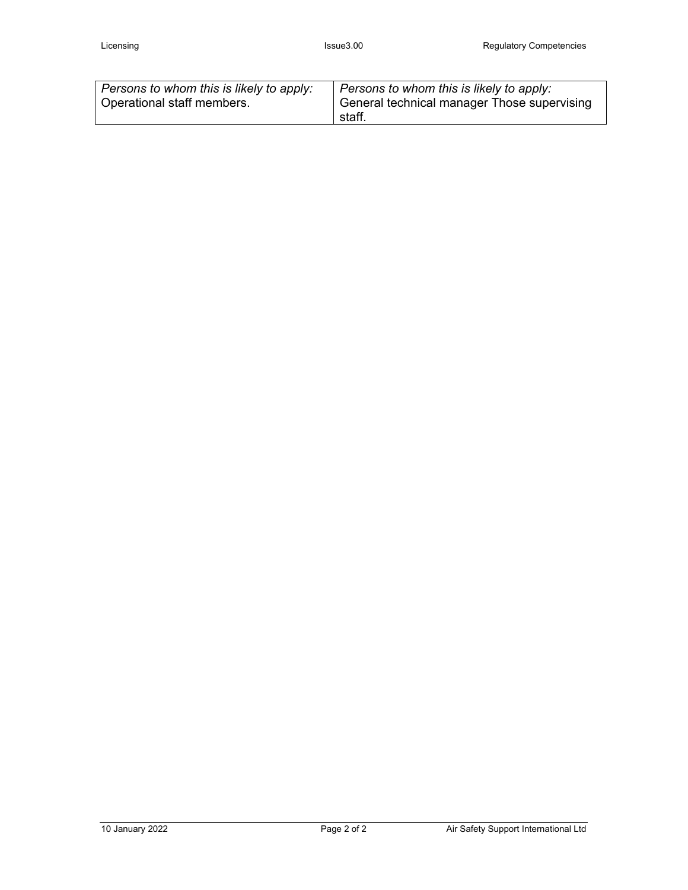| | |
|---|---|
| *Persons to whom this is likely to apply:* Operational staff members. | *Persons to whom this is likely to apply:* General technical manager Those supervising staff. |